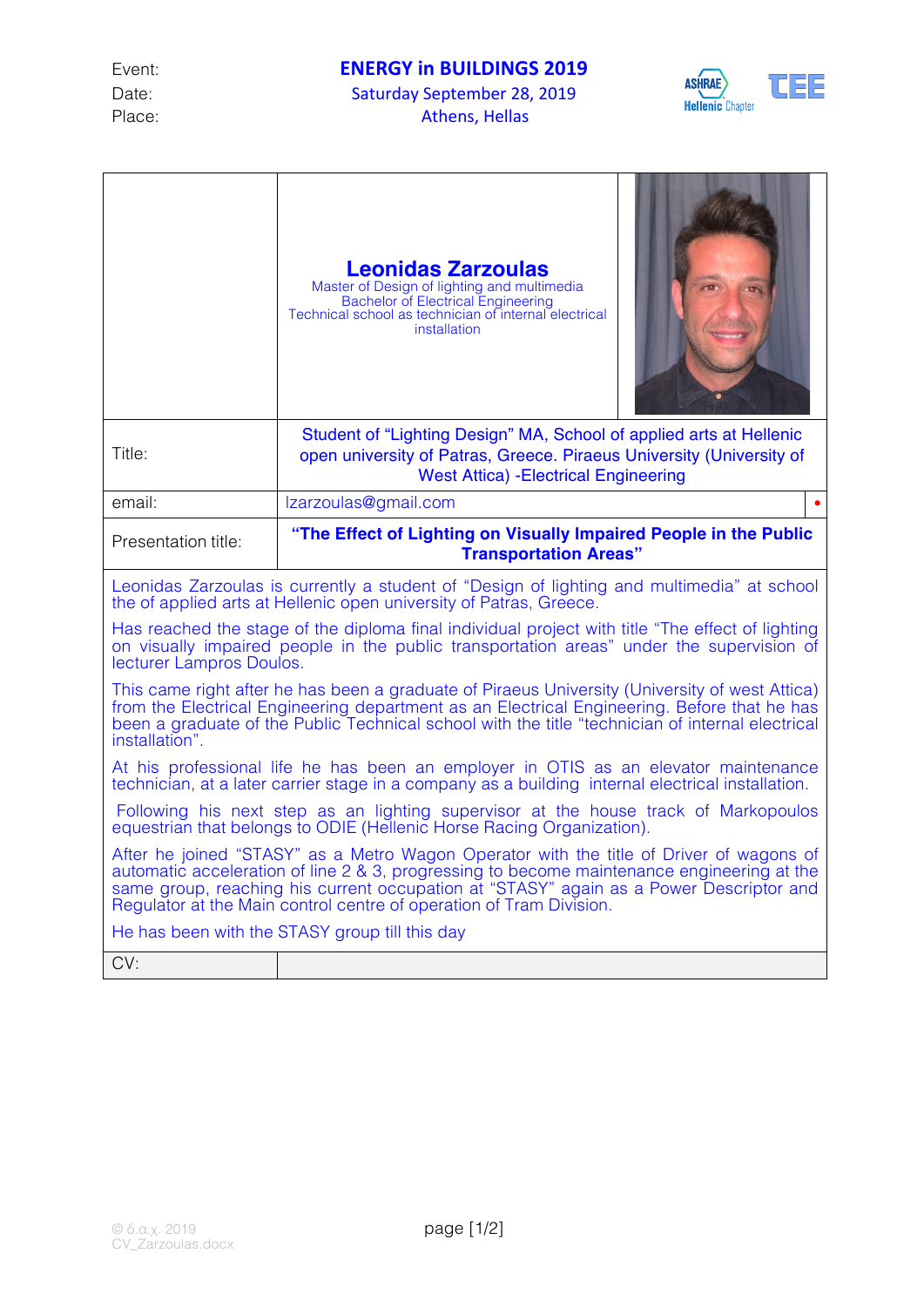| Event: | **ENERGY in BUILDINGS 2019** |
|---|---|
| Date: | Saturday September 28, 2019 |
| Place: | Athens, Hellas |

| | |
|---|---|
| | **Leonidas Zarzoulas**<br>Master of Design of lighting and multimedia<br>Bachelor of Electrical Engineering<br>Technical school as technician of internal electrical installation |
| Title: | Student of “Lighting Design” MA, School of applied arts at Hellenic open university of Patras, Greece. Piraeus University (University of West Attica) -Electrical Engineering |
| email: | lzarzoulas@gmail.com |
| Presentation title: | **“The Effect of Lighting on Visually Impaired People in the Public Transportation Areas”** |

Leonidas Zarzoulas is currently a student of “Design of lighting and multimedia” at school the of applied arts at Hellenic open university of Patras, Greece.

Has reached the stage of the diploma final individual project with title “The effect of lighting on visually impaired people in the public transportation areas” under the supervision of lecturer Lampros Doulos.

This came right after he has been a graduate of Piraeus University (University of west Attica) from the Electrical Engineering department as an Electrical Engineering. Before that he has been a graduate of the Public Technical school with the title “technician of internal electrical installation”.

At his professional life he has been an employer in OTIS as an elevator maintenance technician, at a later carrier stage in a company as a building internal electrical installation.

Following his next step as an lighting supervisor at the house track of Markopoulos equestrian that belongs to ODIE (Hellenic Horse Racing Organization).

After he joined “STASY” as a Metro Wagon Operator with the title of Driver of wagons of automatic acceleration of line 2 & 3, progressing to become maintenance engineering at the same group, reaching his current occupation at “STASY” again as a Power Descriptor and Regulator at the Main control centre of operation of Tram Division.

He has been with the STASY group till this day

| CV: | |
|---|---|

© δ.α.χ. 2019
CV_Zarzoulas.docx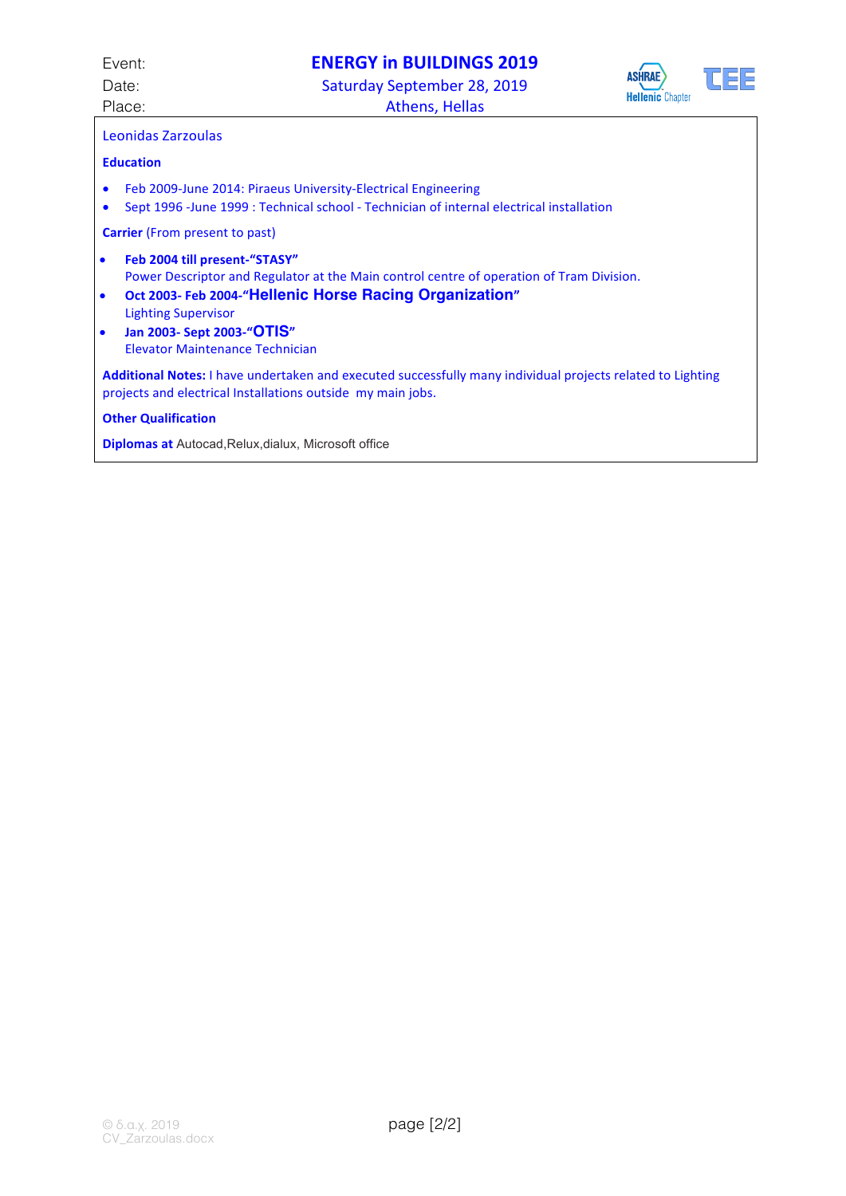Leonidas Zarzoulas

**Education**

- Feb 2009-June 2014: Piraeus University-Electrical Engineering
- Sept 1996 -June 1999 : Technical school - Technician of internal electrical installation

**Carrier** (From present to past)

- **Feb 2004 till present-"STASY"**
  Power Descriptor and Regulator at the Main control centre of operation of Tram Division.
- **Oct 2003- Feb 2004-"Hellenic Horse Racing Organization"**
  Lighting Supervisor
- **Jan 2003- Sept 2003-"OTIS"**
  Elevator Maintenance Technician

**Additional Notes:** I have undertaken and executed successfully many individual projects related to Lighting projects and electrical Installations outside my main jobs.

**Other Qualification**

**Diplomas at** Autocad,Relux,dialux, Microsoft office